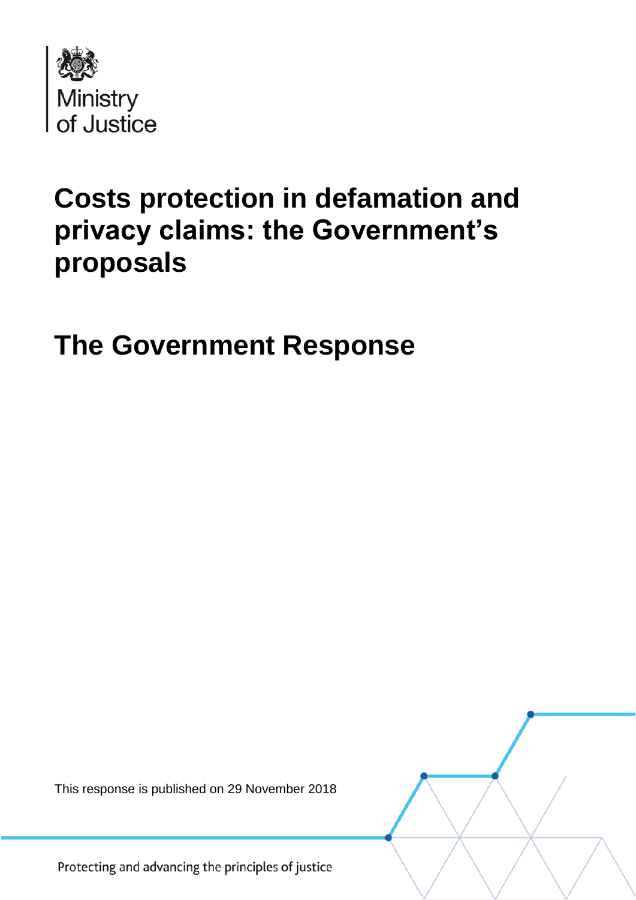Ministry of Justice

# Costs protection in defamation and privacy claims: the Government's proposals

# The Government Response

This response is published on 29 November 2018

Protecting and advancing the principles of justice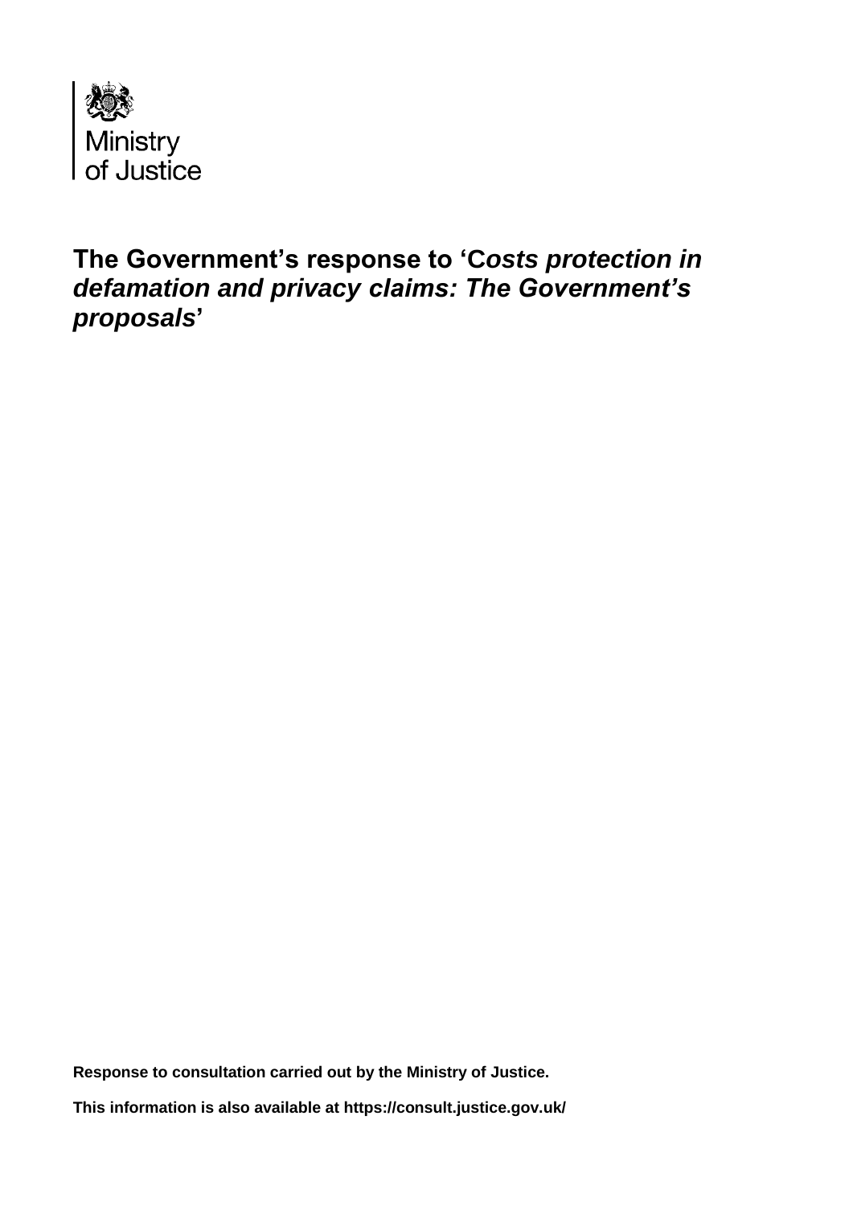Ministry of Justice

# The Government's response to '*Costs protection in defamation and privacy claims: The Government's proposals*'

**Response to consultation carried out by the Ministry of Justice.**

**This information is also available at https://consult.justice.gov.uk/**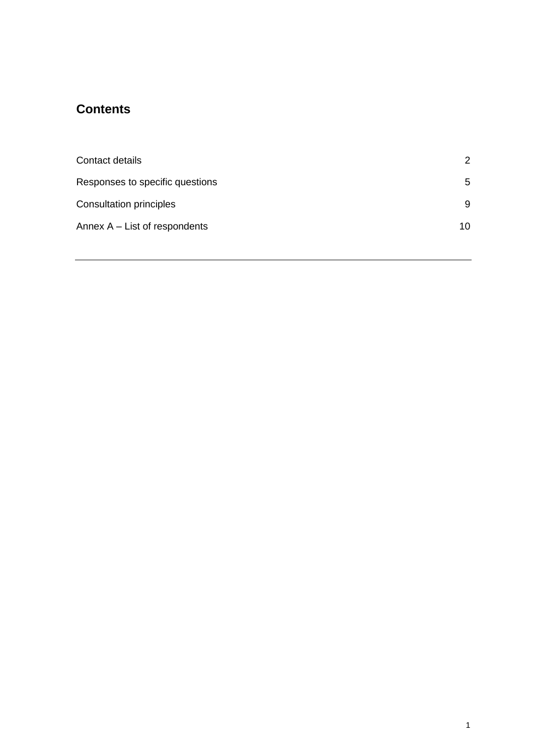## Contents

| | |
|---|---|
| Contact details | 2 |
| Responses to specific questions | 5 |
| Consultation principles | 9 |
| Annex A – List of respondents | 10 |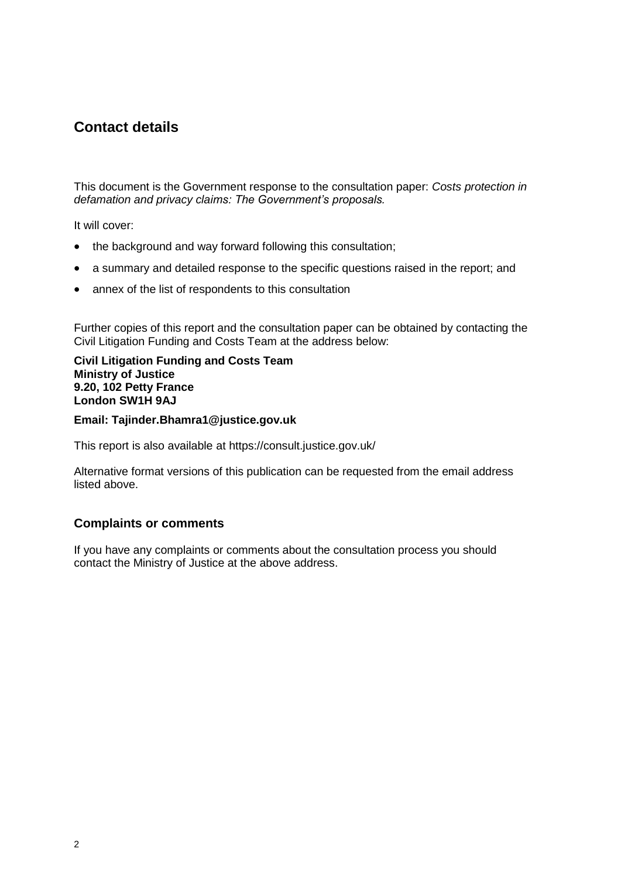## Contact details

This document is the Government response to the consultation paper: *Costs protection in defamation and privacy claims: The Government's proposals.*

It will cover:

- the background and way forward following this consultation;
- a summary and detailed response to the specific questions raised in the report; and
- annex of the list of respondents to this consultation

Further copies of this report and the consultation paper can be obtained by contacting the Civil Litigation Funding and Costs Team at the address below:

**Civil Litigation Funding and Costs Team**
**Ministry of Justice**
**9.20, 102 Petty France**
**London SW1H 9AJ**

**Email: Tajinder.Bhamra1@justice.gov.uk**

This report is also available at https://consult.justice.gov.uk/

Alternative format versions of this publication can be requested from the email address listed above.

### Complaints or comments

If you have any complaints or comments about the consultation process you should contact the Ministry of Justice at the above address.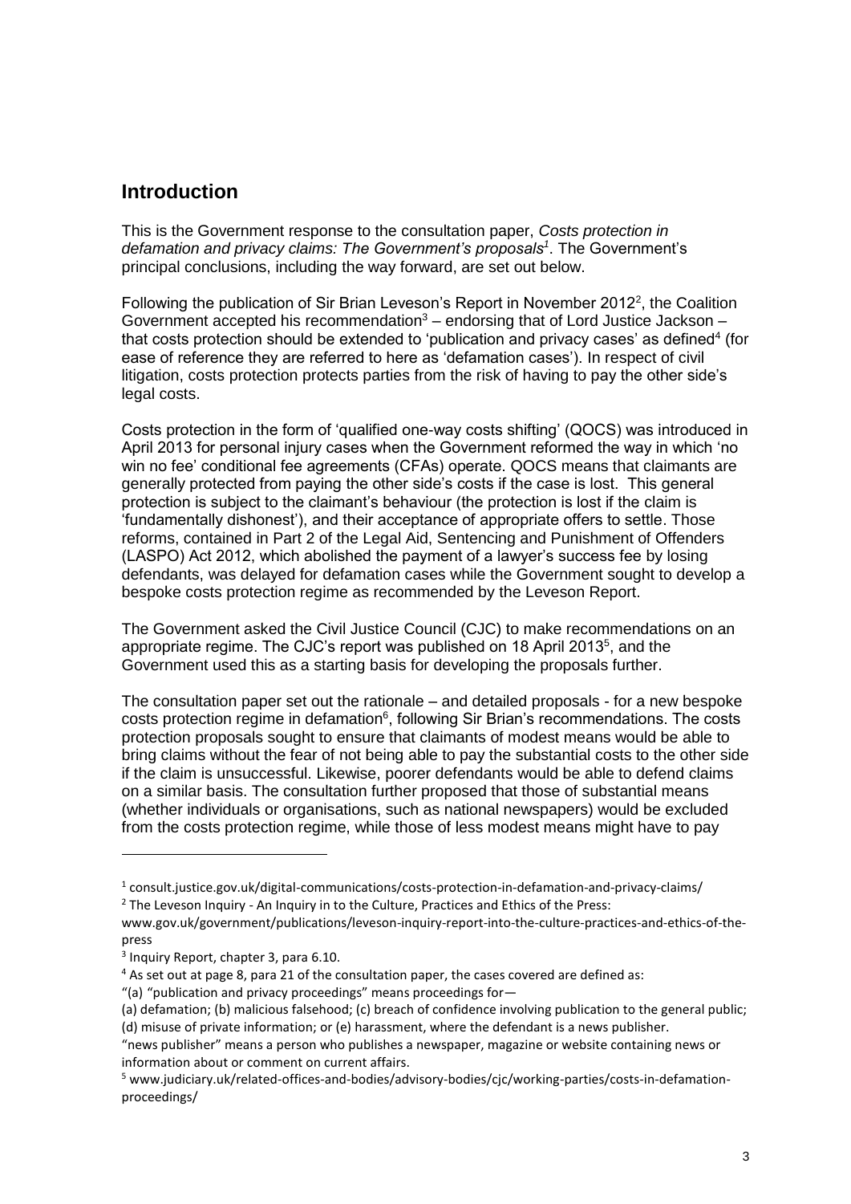## Introduction

This is the Government response to the consultation paper, *Costs protection in defamation and privacy claims: The Government's proposals*[1]. The Government's principal conclusions, including the way forward, are set out below.

Following the publication of Sir Brian Leveson's Report in November 2012[2], the Coalition Government accepted his recommendation[3] – endorsing that of Lord Justice Jackson – that costs protection should be extended to 'publication and privacy cases' as defined[4] (for ease of reference they are referred to here as 'defamation cases'). In respect of civil litigation, costs protection protects parties from the risk of having to pay the other side's legal costs.

Costs protection in the form of 'qualified one-way costs shifting' (QOCS) was introduced in April 2013 for personal injury cases when the Government reformed the way in which 'no win no fee' conditional fee agreements (CFAs) operate. QOCS means that claimants are generally protected from paying the other side's costs if the case is lost. This general protection is subject to the claimant's behaviour (the protection is lost if the claim is 'fundamentally dishonest'), and their acceptance of appropriate offers to settle. Those reforms, contained in Part 2 of the Legal Aid, Sentencing and Punishment of Offenders (LASPO) Act 2012, which abolished the payment of a lawyer's success fee by losing defendants, was delayed for defamation cases while the Government sought to develop a bespoke costs protection regime as recommended by the Leveson Report.

The Government asked the Civil Justice Council (CJC) to make recommendations on an appropriate regime. The CJC's report was published on 18 April 2013[5], and the Government used this as a starting basis for developing the proposals further.

The consultation paper set out the rationale – and detailed proposals - for a new bespoke costs protection regime in defamation[6], following Sir Brian's recommendations. The costs protection proposals sought to ensure that claimants of modest means would be able to bring claims without the fear of not being able to pay the substantial costs to the other side if the claim is unsuccessful. Likewise, poorer defendants would be able to defend claims on a similar basis. The consultation further proposed that those of substantial means (whether individuals or organisations, such as national newspapers) would be excluded from the costs protection regime, while those of less modest means might have to pay

---

[1] consult.justice.gov.uk/digital-communications/costs-protection-in-defamation-and-privacy-claims/

[2] The Leveson Inquiry - An Inquiry in to the Culture, Practices and Ethics of the Press: www.gov.uk/government/publications/leveson-inquiry-report-into-the-culture-practices-and-ethics-of-the-press

[3] Inquiry Report, chapter 3, para 6.10.

[4] As set out at page 8, para 21 of the consultation paper, the cases covered are defined as:
"(a) "publication and privacy proceedings" means proceedings for—
(a) defamation; (b) malicious falsehood; (c) breach of confidence involving publication to the general public; (d) misuse of private information; or (e) harassment, where the defendant is a news publisher.
"news publisher" means a person who publishes a newspaper, magazine or website containing news or information about or comment on current affairs.

[5] www.judiciary.uk/related-offices-and-bodies/advisory-bodies/cjc/working-parties/costs-in-defamation-proceedings/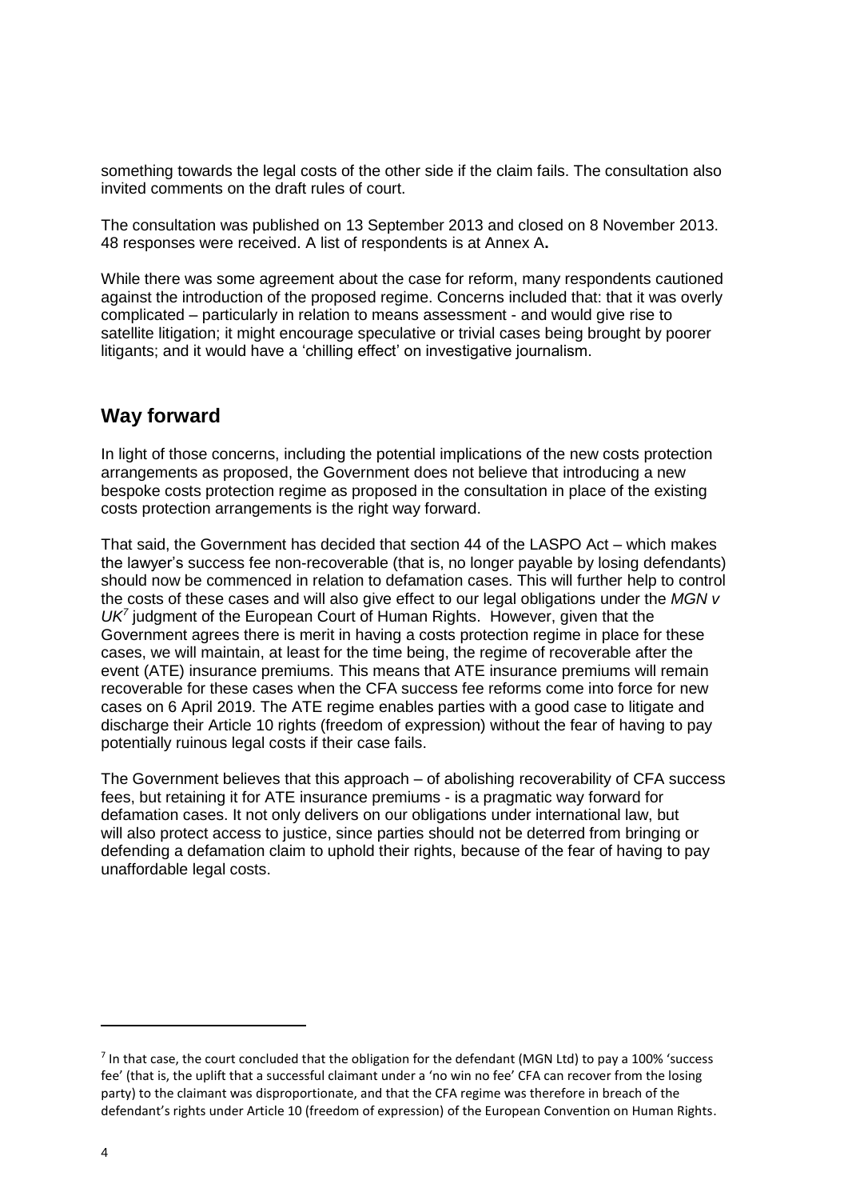something towards the legal costs of the other side if the claim fails. The consultation also invited comments on the draft rules of court.

The consultation was published on 13 September 2013 and closed on 8 November 2013. 48 responses were received. A list of respondents is at Annex A**.**

While there was some agreement about the case for reform, many respondents cautioned against the introduction of the proposed regime. Concerns included that: that it was overly complicated – particularly in relation to means assessment - and would give rise to satellite litigation; it might encourage speculative or trivial cases being brought by poorer litigants; and it would have a 'chilling effect' on investigative journalism.

## Way forward

In light of those concerns, including the potential implications of the new costs protection arrangements as proposed, the Government does not believe that introducing a new bespoke costs protection regime as proposed in the consultation in place of the existing costs protection arrangements is the right way forward.

That said, the Government has decided that section 44 of the LASPO Act – which makes the lawyer's success fee non-recoverable (that is, no longer payable by losing defendants) should now be commenced in relation to defamation cases. This will further help to control the costs of these cases and will also give effect to our legal obligations under the *MGN v UK*[7] judgment of the European Court of Human Rights. However, given that the Government agrees there is merit in having a costs protection regime in place for these cases, we will maintain, at least for the time being, the regime of recoverable after the event (ATE) insurance premiums. This means that ATE insurance premiums will remain recoverable for these cases when the CFA success fee reforms come into force for new cases on 6 April 2019. The ATE regime enables parties with a good case to litigate and discharge their Article 10 rights (freedom of expression) without the fear of having to pay potentially ruinous legal costs if their case fails.

The Government believes that this approach – of abolishing recoverability of CFA success fees, but retaining it for ATE insurance premiums - is a pragmatic way forward for defamation cases. It not only delivers on our obligations under international law, but will also protect access to justice, since parties should not be deterred from bringing or defending a defamation claim to uphold their rights, because of the fear of having to pay unaffordable legal costs.

[7] In that case, the court concluded that the obligation for the defendant (MGN Ltd) to pay a 100% 'success fee' (that is, the uplift that a successful claimant under a 'no win no fee' CFA can recover from the losing party) to the claimant was disproportionate, and that the CFA regime was therefore in breach of the defendant's rights under Article 10 (freedom of expression) of the European Convention on Human Rights.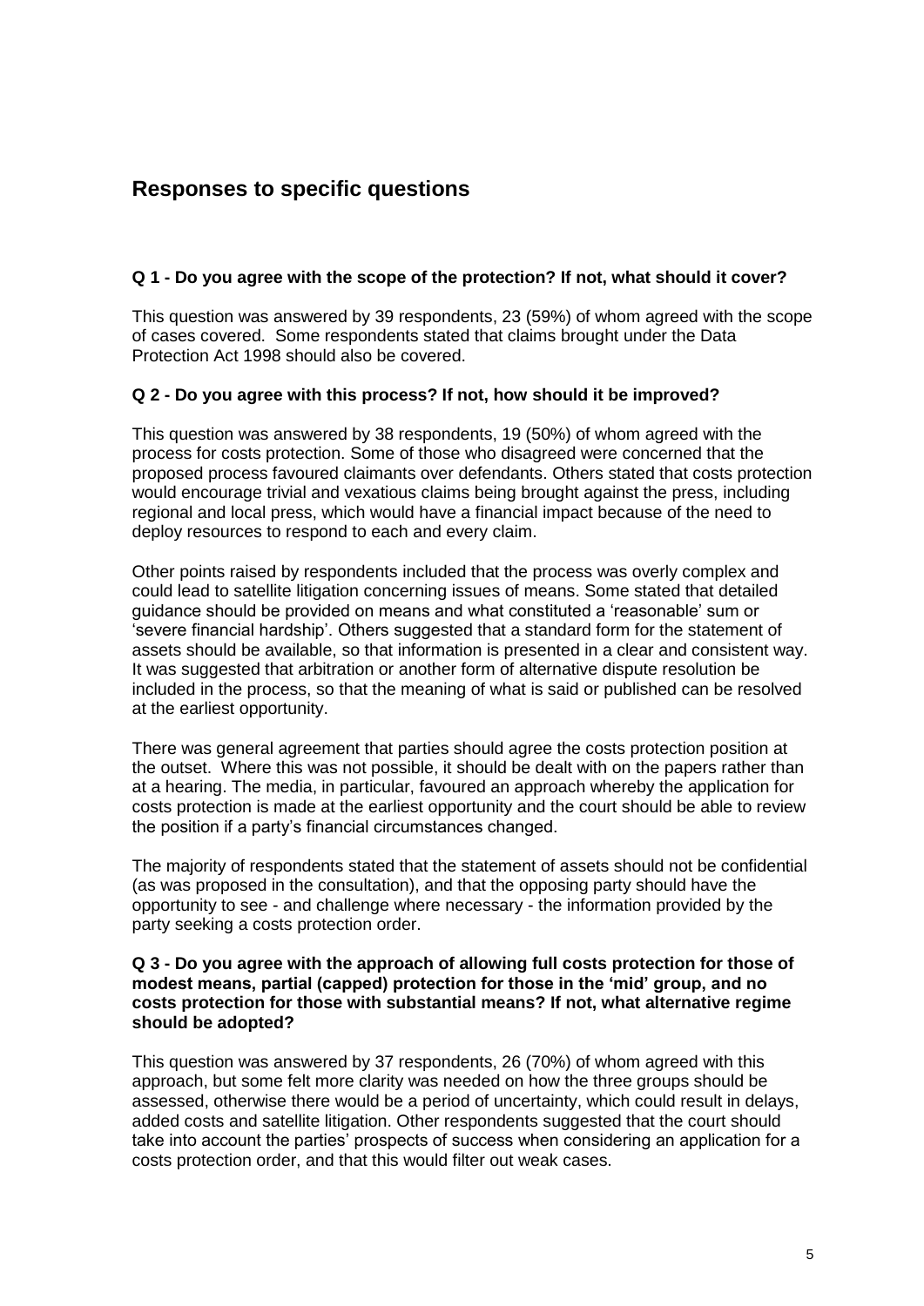## Responses to specific questions

### Q 1 - Do you agree with the scope of the protection? If not, what should it cover?

This question was answered by 39 respondents, 23 (59%) of whom agreed with the scope of cases covered. Some respondents stated that claims brought under the Data Protection Act 1998 should also be covered.

### Q 2 - Do you agree with this process? If not, how should it be improved?

This question was answered by 38 respondents, 19 (50%) of whom agreed with the process for costs protection. Some of those who disagreed were concerned that the proposed process favoured claimants over defendants. Others stated that costs protection would encourage trivial and vexatious claims being brought against the press, including regional and local press, which would have a financial impact because of the need to deploy resources to respond to each and every claim.

Other points raised by respondents included that the process was overly complex and could lead to satellite litigation concerning issues of means. Some stated that detailed guidance should be provided on means and what constituted a 'reasonable' sum or 'severe financial hardship'. Others suggested that a standard form for the statement of assets should be available, so that information is presented in a clear and consistent way. It was suggested that arbitration or another form of alternative dispute resolution be included in the process, so that the meaning of what is said or published can be resolved at the earliest opportunity.

There was general agreement that parties should agree the costs protection position at the outset. Where this was not possible, it should be dealt with on the papers rather than at a hearing. The media, in particular, favoured an approach whereby the application for costs protection is made at the earliest opportunity and the court should be able to review the position if a party's financial circumstances changed.

The majority of respondents stated that the statement of assets should not be confidential (as was proposed in the consultation), and that the opposing party should have the opportunity to see - and challenge where necessary - the information provided by the party seeking a costs protection order.

### Q 3 - Do you agree with the approach of allowing full costs protection for those of modest means, partial (capped) protection for those in the 'mid' group, and no costs protection for those with substantial means? If not, what alternative regime should be adopted?

This question was answered by 37 respondents, 26 (70%) of whom agreed with this approach, but some felt more clarity was needed on how the three groups should be assessed, otherwise there would be a period of uncertainty, which could result in delays, added costs and satellite litigation. Other respondents suggested that the court should take into account the parties' prospects of success when considering an application for a costs protection order, and that this would filter out weak cases.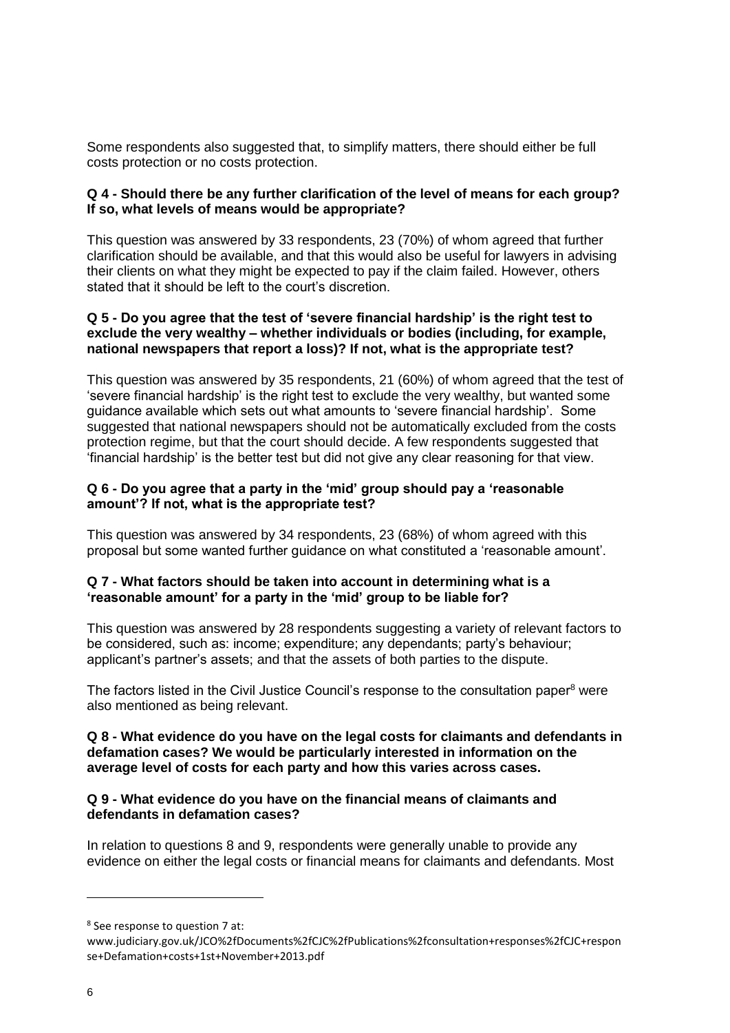Some respondents also suggested that, to simplify matters, there should either be full costs protection or no costs protection.

**Q 4 - Should there be any further clarification of the level of means for each group? If so, what levels of means would be appropriate?**

This question was answered by 33 respondents, 23 (70%) of whom agreed that further clarification should be available, and that this would also be useful for lawyers in advising their clients on what they might be expected to pay if the claim failed. However, others stated that it should be left to the court's discretion.

**Q 5 - Do you agree that the test of 'severe financial hardship' is the right test to exclude the very wealthy – whether individuals or bodies (including, for example, national newspapers that report a loss)? If not, what is the appropriate test?**

This question was answered by 35 respondents, 21 (60%) of whom agreed that the test of 'severe financial hardship' is the right test to exclude the very wealthy, but wanted some guidance available which sets out what amounts to 'severe financial hardship'. Some suggested that national newspapers should not be automatically excluded from the costs protection regime, but that the court should decide. A few respondents suggested that 'financial hardship' is the better test but did not give any clear reasoning for that view.

**Q 6 - Do you agree that a party in the 'mid' group should pay a 'reasonable amount'? If not, what is the appropriate test?**

This question was answered by 34 respondents, 23 (68%) of whom agreed with this proposal but some wanted further guidance on what constituted a 'reasonable amount'.

**Q 7 - What factors should be taken into account in determining what is a 'reasonable amount' for a party in the 'mid' group to be liable for?**

This question was answered by 28 respondents suggesting a variety of relevant factors to be considered, such as: income; expenditure; any dependants; party's behaviour; applicant's partner's assets; and that the assets of both parties to the dispute.

The factors listed in the Civil Justice Council's response to the consultation paper[8] were also mentioned as being relevant.

**Q 8 - What evidence do you have on the legal costs for claimants and defendants in defamation cases? We would be particularly interested in information on the average level of costs for each party and how this varies across cases.**

**Q 9 - What evidence do you have on the financial means of claimants and defendants in defamation cases?**

In relation to questions 8 and 9, respondents were generally unable to provide any evidence on either the legal costs or financial means for claimants and defendants. Most

---

[8] See response to question 7 at: www.judiciary.gov.uk/JCO%2fDocuments%2fCJC%2fPublications%2fconsultation+responses%2fCJC+response+Defamation+costs+1st+November+2013.pdf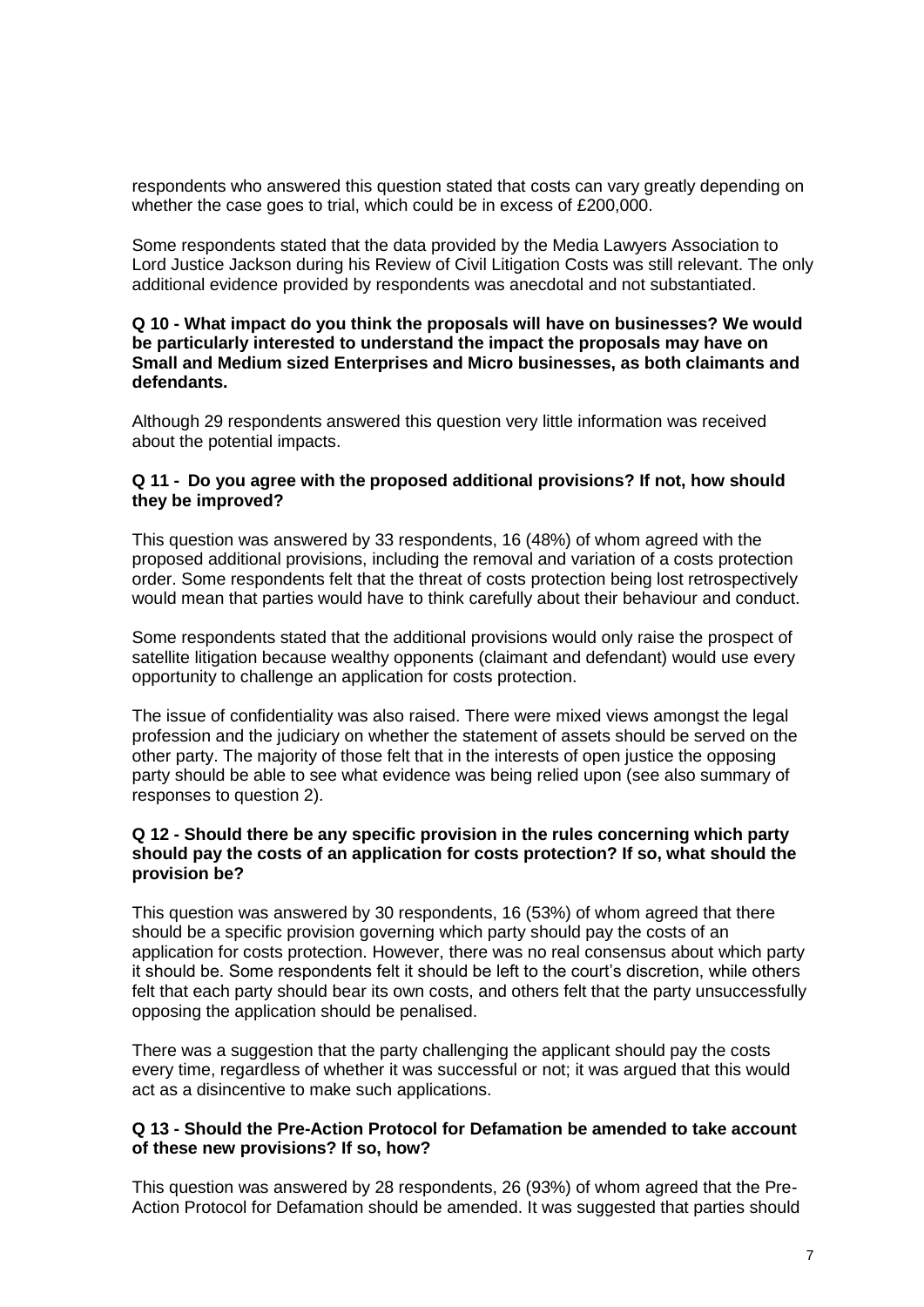respondents who answered this question stated that costs can vary greatly depending on whether the case goes to trial, which could be in excess of £200,000.

Some respondents stated that the data provided by the Media Lawyers Association to Lord Justice Jackson during his Review of Civil Litigation Costs was still relevant. The only additional evidence provided by respondents was anecdotal and not substantiated.

**Q 10 - What impact do you think the proposals will have on businesses? We would be particularly interested to understand the impact the proposals may have on Small and Medium sized Enterprises and Micro businesses, as both claimants and defendants.**

Although 29 respondents answered this question very little information was received about the potential impacts.

**Q 11 - Do you agree with the proposed additional provisions? If not, how should they be improved?**

This question was answered by 33 respondents, 16 (48%) of whom agreed with the proposed additional provisions, including the removal and variation of a costs protection order. Some respondents felt that the threat of costs protection being lost retrospectively would mean that parties would have to think carefully about their behaviour and conduct.

Some respondents stated that the additional provisions would only raise the prospect of satellite litigation because wealthy opponents (claimant and defendant) would use every opportunity to challenge an application for costs protection.

The issue of confidentiality was also raised. There were mixed views amongst the legal profession and the judiciary on whether the statement of assets should be served on the other party. The majority of those felt that in the interests of open justice the opposing party should be able to see what evidence was being relied upon (see also summary of responses to question 2).

**Q 12 - Should there be any specific provision in the rules concerning which party should pay the costs of an application for costs protection? If so, what should the provision be?**

This question was answered by 30 respondents, 16 (53%) of whom agreed that there should be a specific provision governing which party should pay the costs of an application for costs protection. However, there was no real consensus about which party it should be. Some respondents felt it should be left to the court's discretion, while others felt that each party should bear its own costs, and others felt that the party unsuccessfully opposing the application should be penalised.

There was a suggestion that the party challenging the applicant should pay the costs every time, regardless of whether it was successful or not; it was argued that this would act as a disincentive to make such applications.

**Q 13 - Should the Pre-Action Protocol for Defamation be amended to take account of these new provisions? If so, how?**

This question was answered by 28 respondents, 26 (93%) of whom agreed that the Pre-Action Protocol for Defamation should be amended. It was suggested that parties should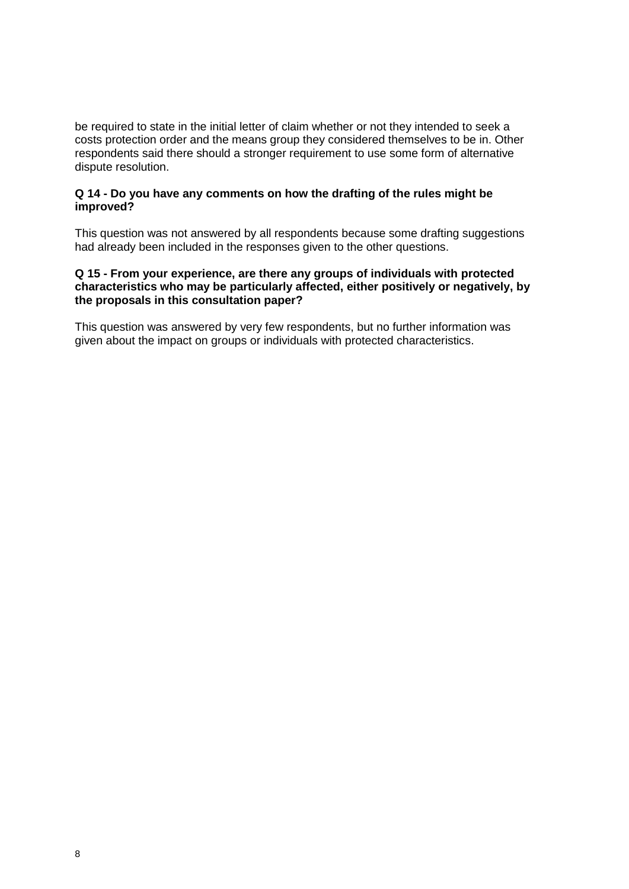be required to state in the initial letter of claim whether or not they intended to seek a costs protection order and the means group they considered themselves to be in. Other respondents said there should a stronger requirement to use some form of alternative dispute resolution.

**Q 14 - Do you have any comments on how the drafting of the rules might be improved?**

This question was not answered by all respondents because some drafting suggestions had already been included in the responses given to the other questions.

**Q 15 - From your experience, are there any groups of individuals with protected characteristics who may be particularly affected, either positively or negatively, by the proposals in this consultation paper?**

This question was answered by very few respondents, but no further information was given about the impact on groups or individuals with protected characteristics.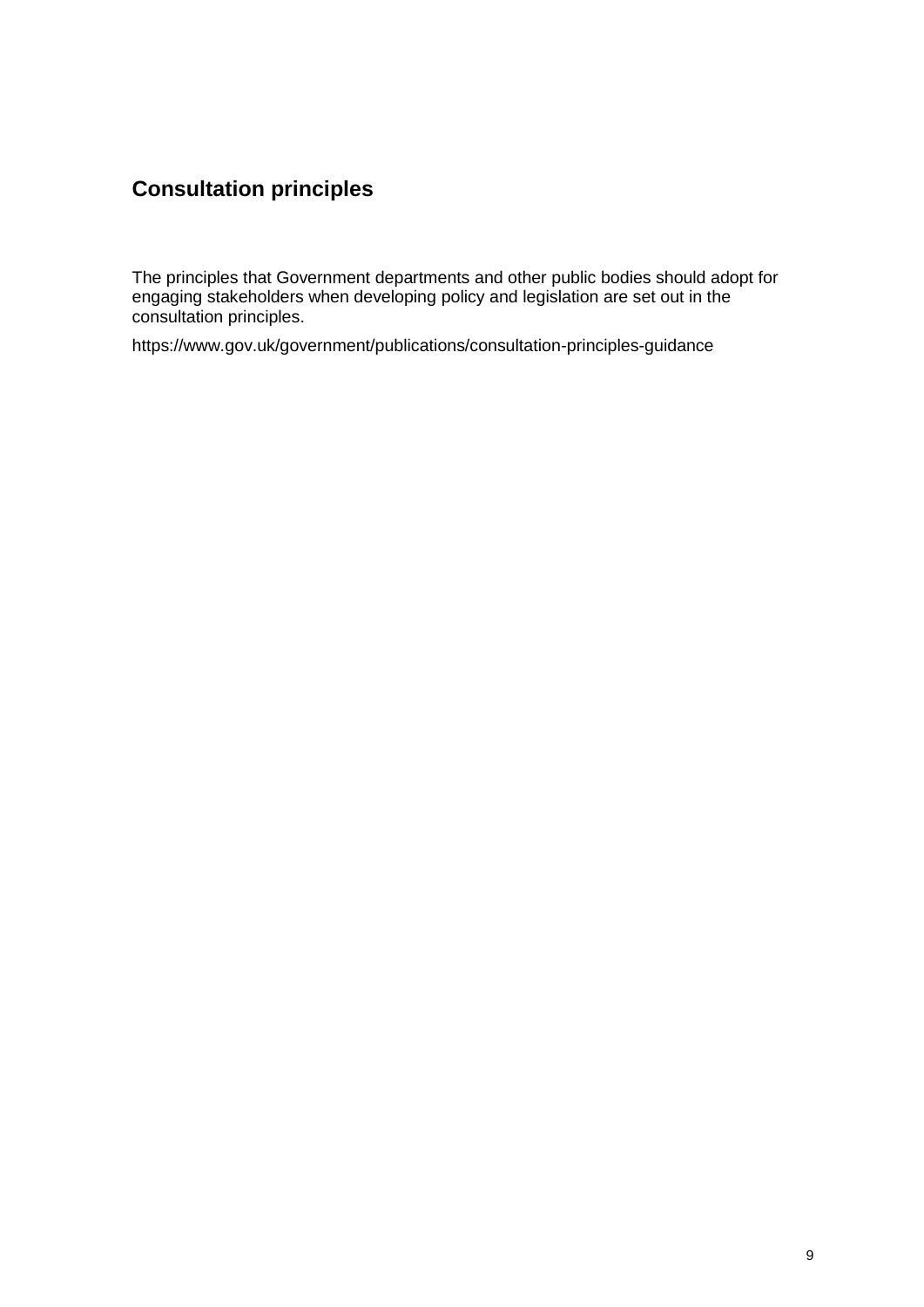## Consultation principles

The principles that Government departments and other public bodies should adopt for engaging stakeholders when developing policy and legislation are set out in the consultation principles.

https://www.gov.uk/government/publications/consultation-principles-guidance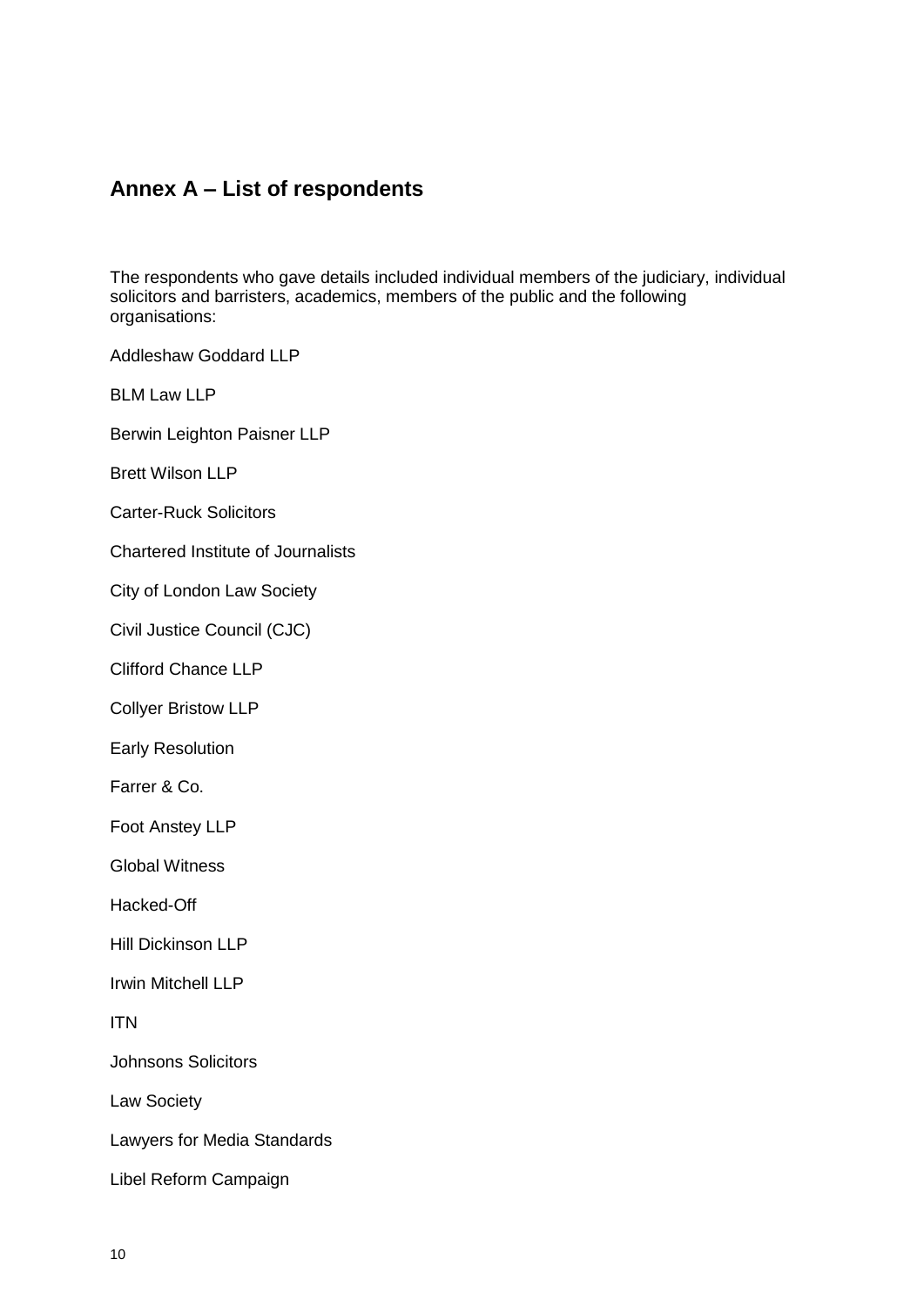## Annex A – List of respondents

The respondents who gave details included individual members of the judiciary, individual solicitors and barristers, academics, members of the public and the following organisations:

Addleshaw Goddard LLP

BLM Law LLP

Berwin Leighton Paisner LLP

Brett Wilson LLP

Carter-Ruck Solicitors

Chartered Institute of Journalists

City of London Law Society

Civil Justice Council (CJC)

Clifford Chance LLP

Collyer Bristow LLP

Early Resolution

Farrer & Co.

Foot Anstey LLP

Global Witness

Hacked-Off

Hill Dickinson LLP

Irwin Mitchell LLP

ITN

Johnsons Solicitors

Law Society

Lawyers for Media Standards

Libel Reform Campaign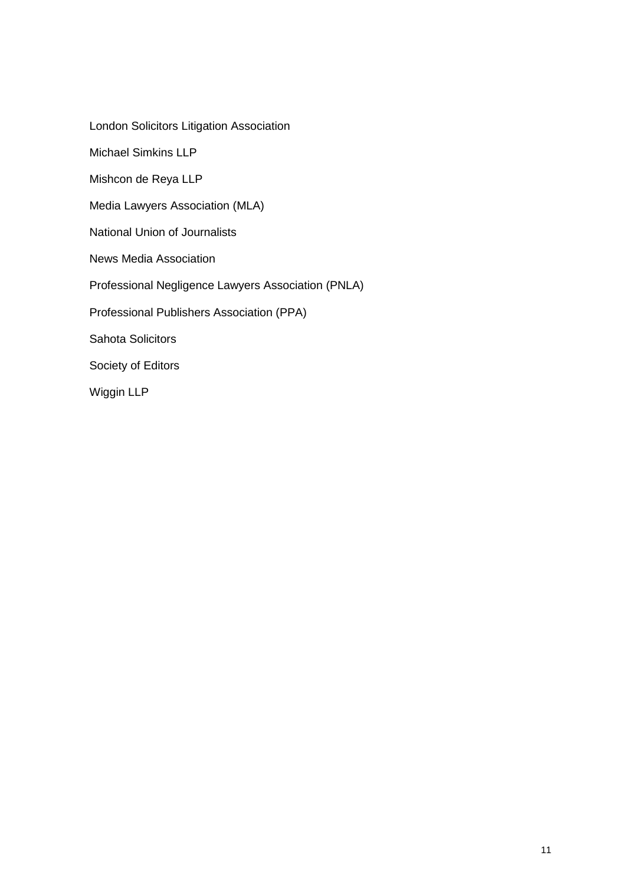London Solicitors Litigation Association

Michael Simkins LLP

Mishcon de Reya LLP

Media Lawyers Association (MLA)

National Union of Journalists

News Media Association

Professional Negligence Lawyers Association (PNLA)

Professional Publishers Association (PPA)

Sahota Solicitors

Society of Editors

Wiggin LLP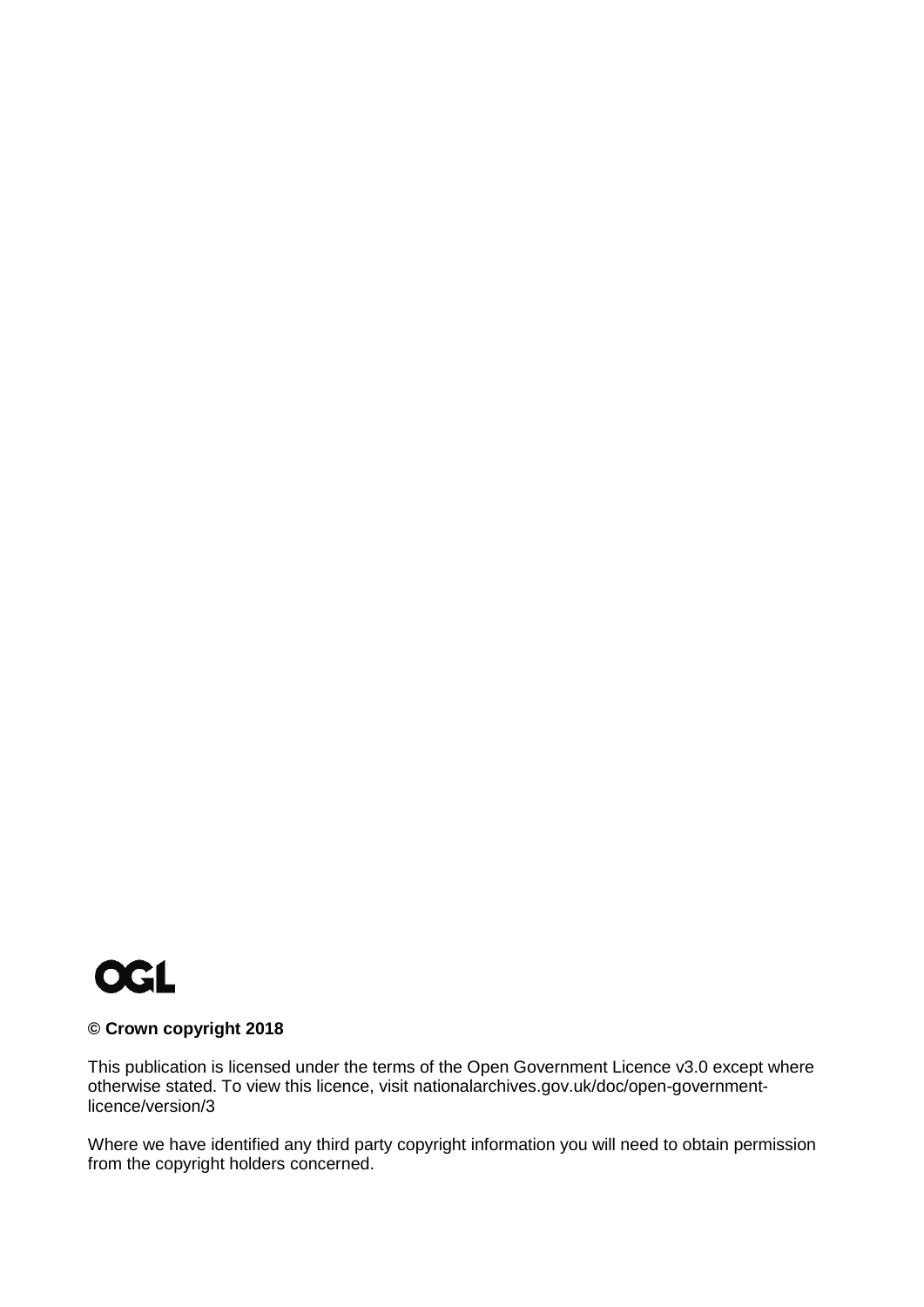OGL

**© Crown copyright 2018**

This publication is licensed under the terms of the Open Government Licence v3.0 except where otherwise stated. To view this licence, visit nationalarchives.gov.uk/doc/open-government-licence/version/3

Where we have identified any third party copyright information you will need to obtain permission from the copyright holders concerned.